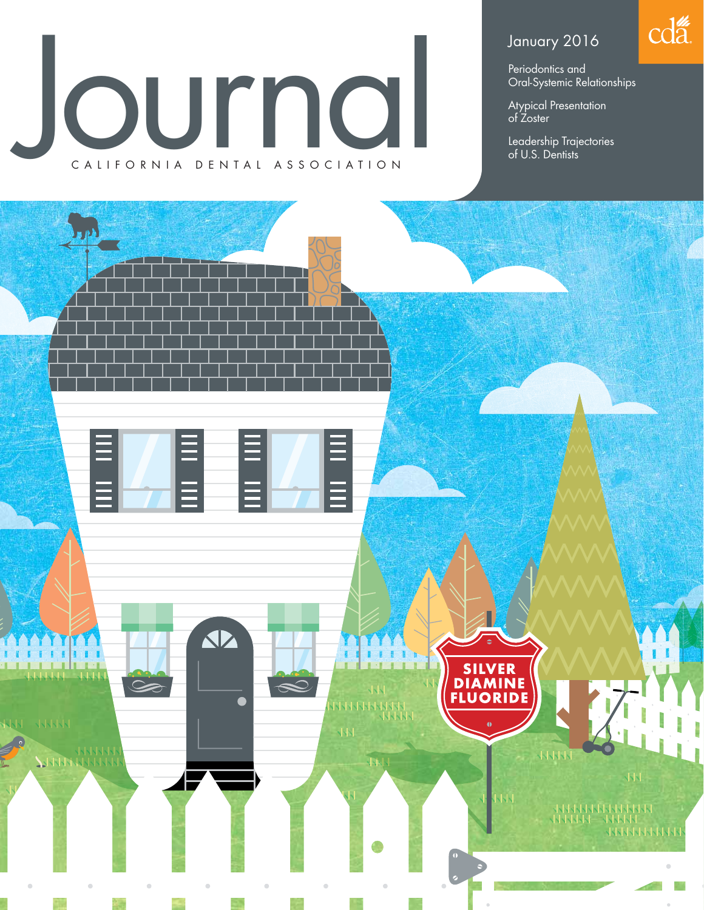# Journal

CALIFORNIA DENTAL ASSOCIATION

cda

January 2016

Periodontics and Oral-Systemic Relationships

Atypical Presentation of Zoster

Leadership Trajectories of U.S. Dentists

SILVER DIAMINE FLUORIDE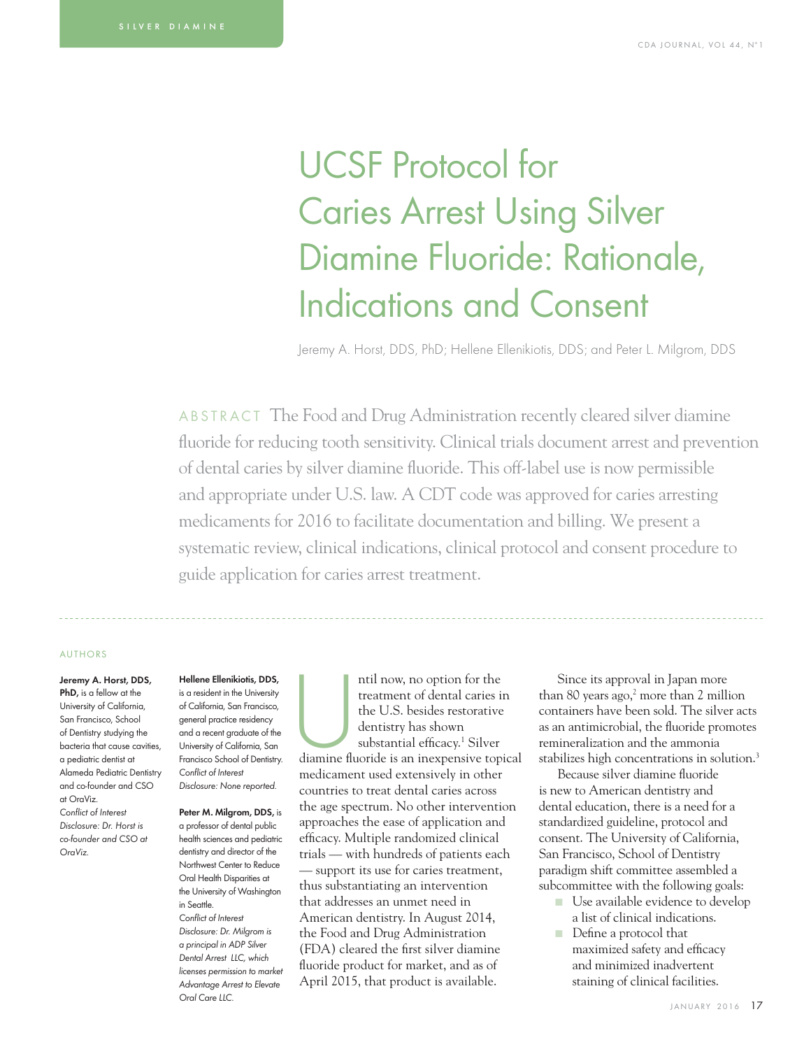# UCSF Protocol for Caries Arrest Using Silver Diamine Fluoride: Rationale, Indications and Consent

Jeremy A. Horst, DDS, PhD; Hellene Ellenikiotis, DDS; and Peter L. Milgrom, DDS

**ABSTRACT** The Food and Drug Administration recently cleared silver diamine fluoride for reducing tooth sensitivity. Clinical trials document arrest and prevention of dental caries by silver diamine fluoride. This off-label use is now permissible and appropriate under U.S. law. A CDT code was approved for caries arresting medicaments for 2016 to facilitate documentation and billing. We present a systematic review, clinical indications, clinical protocol and consent procedure to guide application for caries arrest treatment.

## AUTHORS

**Jeremy A. Horst, DDS, PhD,** is a fellow at the University of California, San Francisco, School of Dentistry studying the bacteria that cause cavities, a pediatric dentist at Alameda Pediatric Dentistry and co-founder and CSO at OraViz.
*Conflict of Interest Disclosure: Dr. Horst is co-founder and CSO at OraViz.*

**Hellene Ellenikiotis, DDS,** is a resident in the University of California, San Francisco, general practice residency and a recent graduate of the University of California, San Francisco School of Dentistry.
*Conflict of Interest Disclosure: None reported.*

**Peter M. Milgrom, DDS,** is a professor of dental public health sciences and pediatric dentistry and director of the Northwest Center to Reduce Oral Health Disparities at the University of Washington in Seattle.
*Conflict of Interest Disclosure: Dr. Milgrom is a principal in ADP Silver Dental Arrest LLC, which licenses permission to market Advantage Arrest to Elevate Oral Care LLC.*

Until now, no option for the treatment of dental caries in the U.S. besides restorative dentistry has shown substantial efficacy.[1] Silver diamine fluoride is an inexpensive topical medicament used extensively in other countries to treat dental caries across the age spectrum. No other intervention approaches the ease of application and efficacy. Multiple randomized clinical trials — with hundreds of patients each — support its use for caries treatment, thus substantiating an intervention that addresses an unmet need in American dentistry. In August 2014, the Food and Drug Administration (FDA) cleared the first silver diamine fluoride product for market, and as of April 2015, that product is available.

Since its approval in Japan more than 80 years ago,[2] more than 2 million containers have been sold. The silver acts as an antimicrobial, the fluoride promotes remineralization and the ammonia stabilizes high concentrations in solution.[3]

Because silver diamine fluoride is new to American dentistry and dental education, there is a need for a standardized guideline, protocol and consent. The University of California, San Francisco, School of Dentistry paradigm shift committee assembled a subcommittee with the following goals:

- Use available evidence to develop a list of clinical indications.
- Define a protocol that maximized safety and efficacy and minimized inadvertent staining of clinical facilities.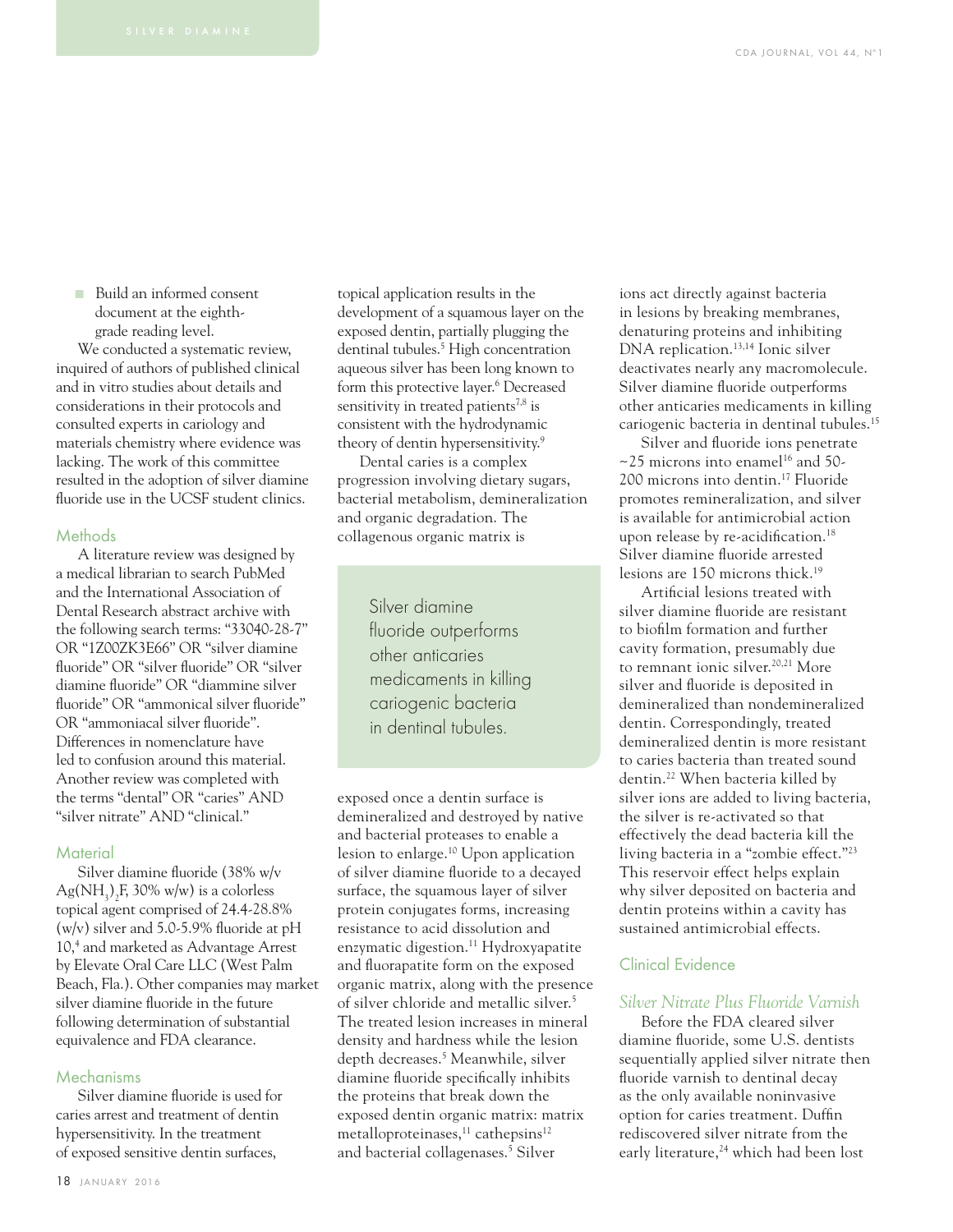- Build an informed consent document at the eighth-grade reading level.

We conducted a systematic review, inquired of authors of published clinical and in vitro studies about details and considerations in their protocols and consulted experts in cariology and materials chemistry where evidence was lacking. The work of this committee resulted in the adoption of silver diamine fluoride use in the UCSF student clinics.

## Methods

A literature review was designed by a medical librarian to search PubMed and the International Association of Dental Research abstract archive with the following search terms: "33040-28-7" OR "1Z00ZK3E66" OR "silver diamine fluoride" OR "silver fluoride" OR "silver diamine fluoride" OR "diammine silver fluoride" OR "ammonical silver fluoride" OR "ammoniacal silver fluoride". Differences in nomenclature have led to confusion around this material. Another review was completed with the terms "dental" OR "caries" AND "silver nitrate" AND "clinical."

## Material

Silver diamine fluoride (38% w/v $Ag(NH_3)_2F$, 30% w/w) is a colorless topical agent comprised of 24.4-28.8% (w/v) silver and 5.0-5.9% fluoride at pH 10,[4] and marketed as Advantage Arrest by Elevate Oral Care LLC (West Palm Beach, Fla.). Other companies may market silver diamine fluoride in the future following determination of substantial equivalence and FDA clearance.

## Mechanisms

Silver diamine fluoride is used for caries arrest and treatment of dentin hypersensitivity. In the treatment of exposed sensitive dentin surfaces, topical application results in the development of a squamous layer on the exposed dentin, partially plugging the dentinal tubules.[5] High concentration aqueous silver has been long known to form this protective layer.[6] Decreased sensitivity in treated patients[7,8] is consistent with the hydrodynamic theory of dentin hypersensitivity.[9]

Dental caries is a complex progression involving dietary sugars, bacterial metabolism, demineralization and organic degradation. The collagenous organic matrix is exposed once a dentin surface is demineralized and destroyed by native and bacterial proteases to enable a lesion to enlarge.[10] Upon application of silver diamine fluoride to a decayed surface, the squamous layer of silver protein conjugates forms, increasing resistance to acid dissolution and enzymatic digestion.[11] Hydroxyapatite and fluorapatite form on the exposed organic matrix, along with the presence of silver chloride and metallic silver.[5] The treated lesion increases in mineral density and hardness while the lesion depth decreases.[5] Meanwhile, silver diamine fluoride specifically inhibits the proteins that break down the exposed dentin organic matrix: matrix metalloproteinases,[11] cathepsins[12] and bacterial collagenases.[5] Silver ions act directly against bacteria in lesions by breaking membranes, denaturing proteins and inhibiting DNA replication.[13,14] Ionic silver deactivates nearly any macromolecule. Silver diamine fluoride outperforms other anticaries medicaments in killing cariogenic bacteria in dentinal tubules.[15]

> Silver diamine fluoride outperforms other anticaries medicaments in killing cariogenic bacteria in dentinal tubules.

Silver and fluoride ions penetrate ~25 microns into enamel[16] and 50-200 microns into dentin.[17] Fluoride promotes remineralization, and silver is available for antimicrobial action upon release by re-acidification.[18] Silver diamine fluoride arrested lesions are 150 microns thick.[19]

Artificial lesions treated with silver diamine fluoride are resistant to biofilm formation and further cavity formation, presumably due to remnant ionic silver.[20,21] More silver and fluoride is deposited in demineralized than nondemineralized dentin. Correspondingly, treated demineralized dentin is more resistant to caries bacteria than treated sound dentin.[22] When bacteria killed by silver ions are added to living bacteria, the silver is re-activated so that effectively the dead bacteria kill the living bacteria in a "zombie effect."[23] This reservoir effect helps explain why silver deposited on bacteria and dentin proteins within a cavity has sustained antimicrobial effects.

## Clinical Evidence

### *Silver Nitrate Plus Fluoride Varnish*

Before the FDA cleared silver diamine fluoride, some U.S. dentists sequentially applied silver nitrate then fluoride varnish to dentinal decay as the only available noninvasive option for caries treatment. Duffin rediscovered silver nitrate from the early literature,[24] which had been lost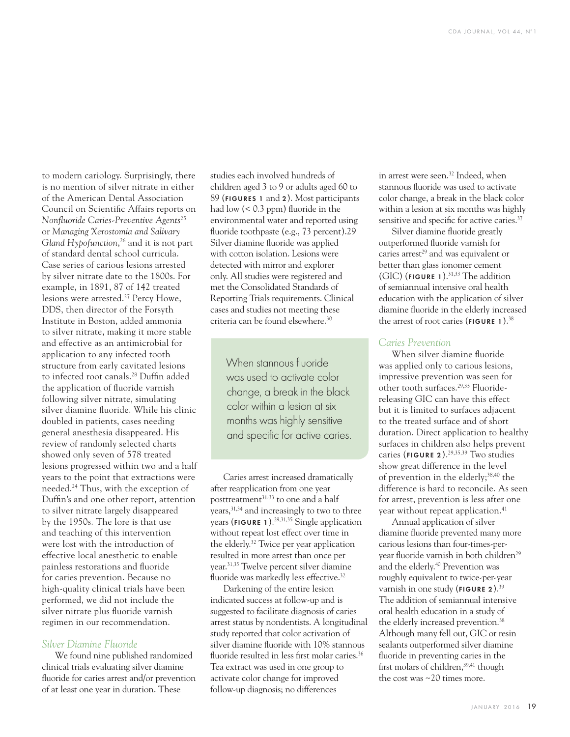to modern cariology. Surprisingly, there is no mention of silver nitrate in either of the American Dental Association Council on Scientific Affairs reports on *Nonfluoride Caries-Preventive Agents*[25] or *Managing Xerostomia and Salivary Gland Hypofunction*,[26] and it is not part of standard dental school curricula. Case series of carious lesions arrested by silver nitrate date to the 1800s. For example, in 1891, 87 of 142 treated lesions were arrested.[27] Percy Howe, DDS, then director of the Forsyth Institute in Boston, added ammonia to silver nitrate, making it more stable and effective as an antimicrobial for application to any infected tooth structure from early cavitated lesions to infected root canals.[28] Duffin added the application of fluoride varnish following silver nitrate, simulating silver diamine fluoride. While his clinic doubled in patients, cases needing general anesthesia disappeared. His review of randomly selected charts showed only seven of 578 treated lesions progressed within two and a half years to the point that extractions were needed.[24] Thus, with the exception of Duffin's and one other report, attention to silver nitrate largely disappeared by the 1950s. The lore is that use and teaching of this intervention were lost with the introduction of effective local anesthetic to enable painless restorations and fluoride for caries prevention. Because no high-quality clinical trials have been performed, we did not include the silver nitrate plus fluoride varnish regimen in our recommendation.

## *Silver Diamine Fluoride*

We found nine published randomized clinical trials evaluating silver diamine fluoride for caries arrest and/or prevention of at least one year in duration. These studies each involved hundreds of children aged 3 to 9 or adults aged 60 to 89 (**FIGURES 1** and **2**). Most participants had low (< 0.3 ppm) fluoride in the environmental water and reported using fluoride toothpaste (e.g., 73 percent).29 Silver diamine fluoride was applied with cotton isolation. Lesions were detected with mirror and explorer only. All studies were registered and met the Consolidated Standards of Reporting Trials requirements. Clinical cases and studies not meeting these criteria can be found elsewhere.[30]

> When stannous fluoride was used to activate color change, a break in the black color within a lesion at six months was highly sensitive and specific for active caries.

Caries arrest increased dramatically after reapplication from one year posttreatment[31-33] to one and a half years,[31,34] and increasingly to two to three years (**FIGURE 1**).[29,31,35] Single application without repeat lost effect over time in the elderly.[32] Twice per year application resulted in more arrest than once per year.[31,35] Twelve percent silver diamine fluoride was markedly less effective.[32]

Darkening of the entire lesion indicated success at follow-up and is suggested to facilitate diagnosis of caries arrest status by nondentists. A longitudinal study reported that color activation of silver diamine fluoride with 10% stannous fluoride resulted in less first molar caries.[36] Tea extract was used in one group to activate color change for improved follow-up diagnosis; no differences in arrest were seen.[32] Indeed, when stannous fluoride was used to activate color change, a break in the black color within a lesion at six months was highly sensitive and specific for active caries.[37]

Silver diamine fluoride greatly outperformed fluoride varnish for caries arrest[29] and was equivalent or better than glass ionomer cement (GIC) (**FIGURE 1**).[31,33] The addition of semiannual intensive oral health education with the application of silver diamine fluoride in the elderly increased the arrest of root caries (**FIGURE 1**).[38]

## *Caries Prevention*

When silver diamine fluoride was applied only to carious lesions, impressive prevention was seen for other tooth surfaces.[29,35] Fluoride-releasing GIC can have this effect but it is limited to surfaces adjacent to the treated surface and of short duration. Direct application to healthy surfaces in children also helps prevent caries (**FIGURE 2**).[29,35,39] Two studies show great difference in the level of prevention in the elderly;[38,40] the difference is hard to reconcile. As seen for arrest, prevention is less after one year without repeat application.[41]

Annual application of silver diamine fluoride prevented many more carious lesions than four-times-per-year fluoride varnish in both children[29] and the elderly.[40] Prevention was roughly equivalent to twice-per-year varnish in one study (**FIGURE 2**).[39] The addition of semiannual intensive oral health education in a study of the elderly increased prevention.[38] Although many fell out, GIC or resin sealants outperformed silver diamine fluoride in preventing caries in the first molars of children,[39,41] though the cost was ~20 times more.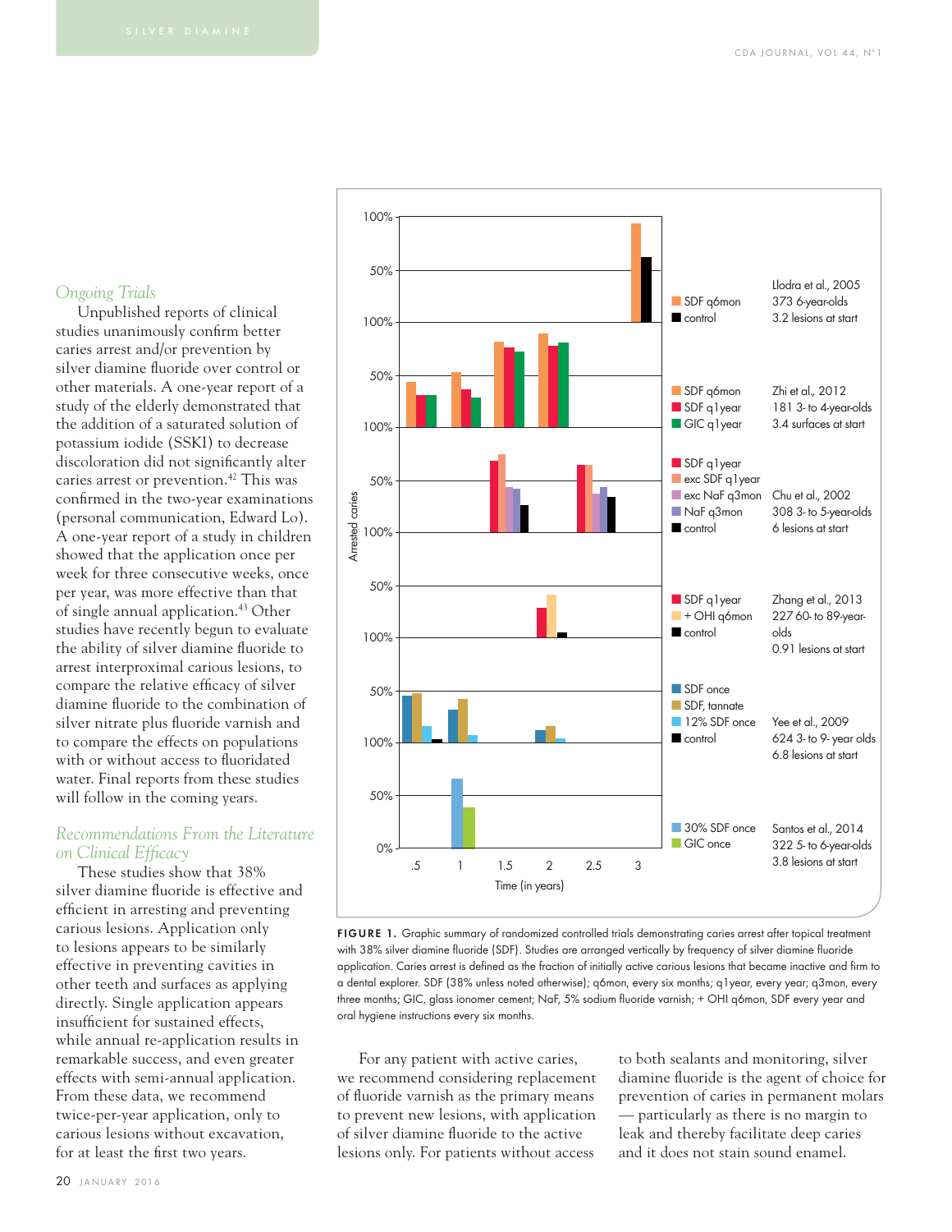### *Ongoing Trials*

Unpublished reports of clinical studies unanimously confirm better caries arrest and/or prevention by silver diamine fluoride over control or other materials. A one-year report of a study of the elderly demonstrated that the addition of a saturated solution of potassium iodide (SSKI) to decrease discoloration did not significantly alter caries arrest or prevention.[42] This was confirmed in the two-year examinations (personal communication, Edward Lo). A one-year report of a study in children showed that the application once per week for three consecutive weeks, once per year, was more effective than that of single annual application.[43] Other studies have recently begun to evaluate the ability of silver diamine fluoride to arrest interproximal carious lesions, to compare the relative efficacy of silver diamine fluoride to the combination of silver nitrate plus fluoride varnish and to compare the effects on populations with or without access to fluoridated water. Final reports from these studies will follow in the coming years.

### *Recommendations From the Literature on Clinical Efficacy*

These studies show that 38% silver diamine fluoride is effective and efficient in arresting and preventing carious lesions. Application only to lesions appears to be similarly effective in preventing cavities in other teeth and surfaces as applying directly. Single application appears insufficient for sustained effects, while annual re-application results in remarkable success, and even greater effects with semi-annual application. From these data, we recommend twice-per-year application, only to carious lesions without excavation, for at least the first two years.

**FIGURE 1.** Graphic summary of randomized controlled trials demonstrating caries arrest after topical treatment with 38% silver diamine fluoride (SDF). Studies are arranged vertically by frequency of silver diamine fluoride application. Caries arrest is defined as the fraction of initially active carious lesions that became inactive and firm to a dental explorer. SDF (38% unless noted otherwise); q6mon, every six months; q1year, every year; q3mon, every three months; GIC, glass ionomer cement; NaF, 5% sodium fluoride varnish; + OHI q6mon, SDF every year and oral hygiene instructions every six months.

For any patient with active caries, we recommend considering replacement of fluoride varnish as the primary means to prevent new lesions, with application of silver diamine fluoride to the active lesions only. For patients without access to both sealants and monitoring, silver diamine fluoride is the agent of choice for prevention of caries in permanent molars — particularly as there is no margin to leak and thereby facilitate deep caries and it does not stain sound enamel.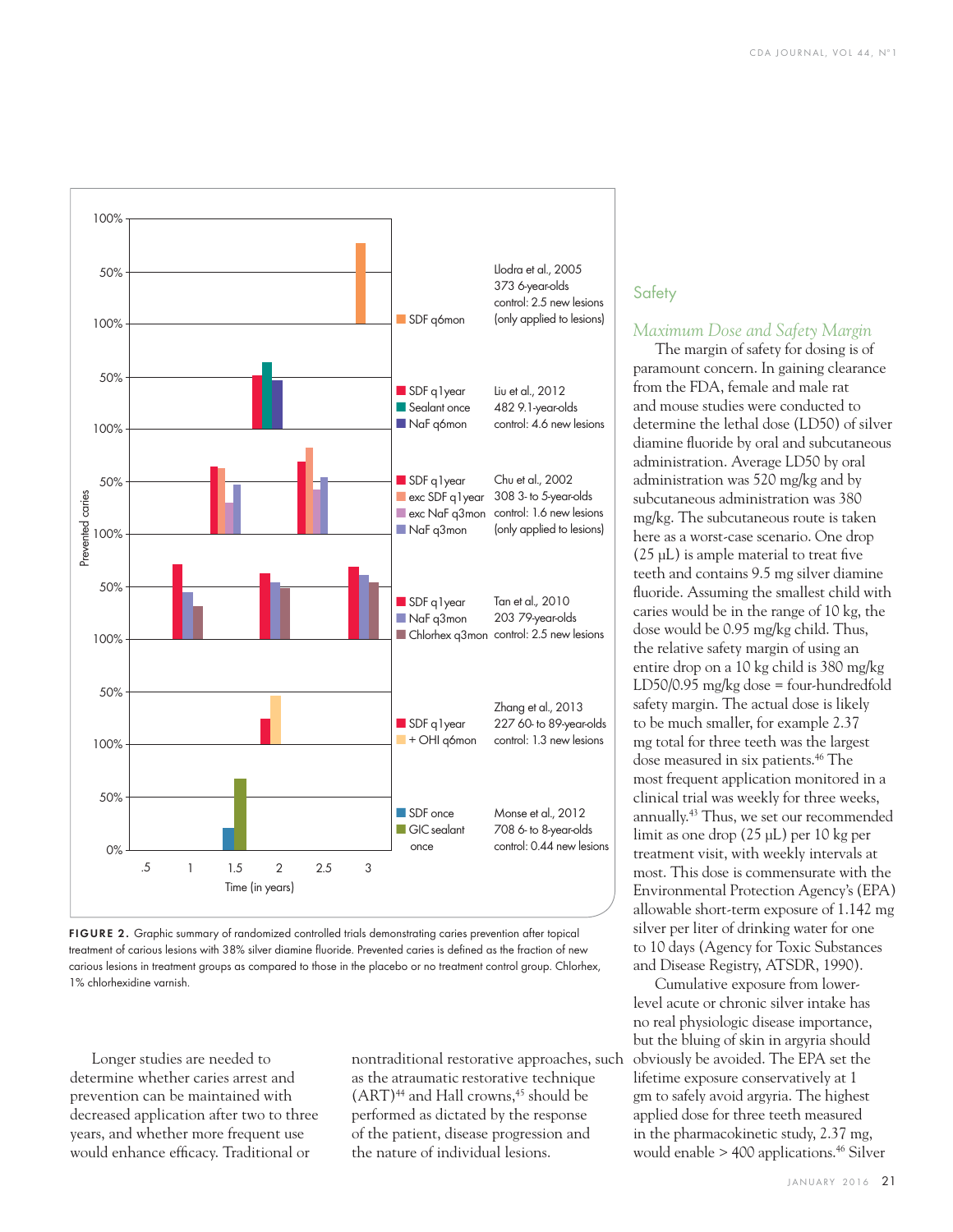Prevented caries

| Legend | Study |
|---|---|
| SDF q6mon | Llodra et al., 2005; 373 6-year-olds; control: 2.5 new lesions (only applied to lesions) |
| SDF q1year; Sealant once; NaF q6mon | Liu et al., 2012; 482 9.1-year-olds; control: 4.6 new lesions |
| SDF q1year; exc SDF q1year; exc NaF q3mon; NaF q3mon | Chu et al., 2002; 308 3- to 5-year-olds; control: 1.6 new lesions (only applied to lesions) |
| SDF q1year; NaF q3mon; Chlorhex q3mon | Tan et al., 2010; 203 79-year-olds; control: 2.5 new lesions |
| SDF q1year; + OHI q6mon | Zhang et al., 2013; 227 60- to 89-year-olds; control: 1.3 new lesions |
| SDF once; GIC sealant once | Monse et al., 2012; 708 6- to 8-year-olds; control: 0.44 new lesions |

Time (in years)

**FIGURE 2.** Graphic summary of randomized controlled trials demonstrating caries prevention after topical treatment of carious lesions with 38% silver diamine fluoride. Prevented caries is defined as the fraction of new carious lesions in treatment groups as compared to those in the placebo or no treatment control group. Chlorhex, 1% chlorhexidine varnish.

Longer studies are needed to determine whether caries arrest and prevention can be maintained with decreased application after two to three years, and whether more frequent use would enhance efficacy. Traditional or nontraditional restorative approaches, such as the atraumatic restorative technique (ART)[44] and Hall crowns,[45] should be performed as dictated by the response of the patient, disease progression and the nature of individual lesions.

## Safety

### *Maximum Dose and Safety Margin*

The margin of safety for dosing is of paramount concern. In gaining clearance from the FDA, female and male rat and mouse studies were conducted to determine the lethal dose (LD50) of silver diamine fluoride by oral and subcutaneous administration. Average LD50 by oral administration was 520 mg/kg and by subcutaneous administration was 380 mg/kg. The subcutaneous route is taken here as a worst-case scenario. One drop (25 μL) is ample material to treat five teeth and contains 9.5 mg silver diamine fluoride. Assuming the smallest child with caries would be in the range of 10 kg, the dose would be 0.95 mg/kg child. Thus, the relative safety margin of using an entire drop on a 10 kg child is 380 mg/kg LD50/0.95 mg/kg dose = four-hundredfold safety margin. The actual dose is likely to be much smaller, for example 2.37 mg total for three teeth was the largest dose measured in six patients.[46] The most frequent application monitored in a clinical trial was weekly for three weeks, annually.[43] Thus, we set our recommended limit as one drop (25 μL) per 10 kg per treatment visit, with weekly intervals at most. This dose is commensurate with the Environmental Protection Agency's (EPA) allowable short-term exposure of 1.142 mg silver per liter of drinking water for one to 10 days (Agency for Toxic Substances and Disease Registry, ATSDR, 1990).

Cumulative exposure from lower-level acute or chronic silver intake has no real physiologic disease importance, but the bluing of skin in argyria should obviously be avoided. The EPA set the lifetime exposure conservatively at 1 gm to safely avoid argyria. The highest applied dose for three teeth measured in the pharmacokinetic study, 2.37 mg, would enable > 400 applications.[46] Silver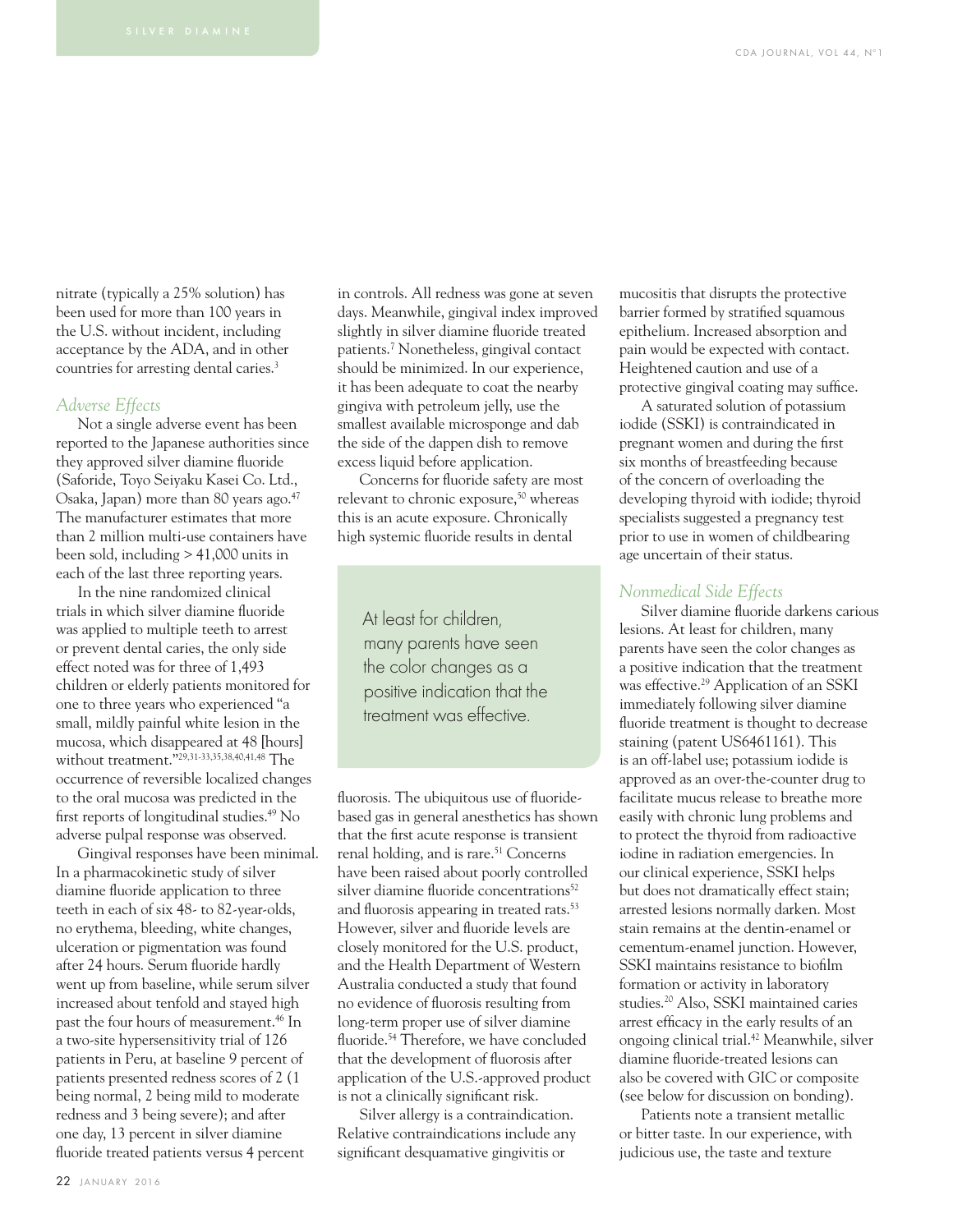nitrate (typically a 25% solution) has been used for more than 100 years in the U.S. without incident, including acceptance by the ADA, and in other countries for arresting dental caries.[3]

### *Adverse Effects*

Not a single adverse event has been reported to the Japanese authorities since they approved silver diamine fluoride (Saforide, Toyo Seiyaku Kasei Co. Ltd., Osaka, Japan) more than 80 years ago.[47] The manufacturer estimates that more than 2 million multi-use containers have been sold, including > 41,000 units in each of the last three reporting years.

In the nine randomized clinical trials in which silver diamine fluoride was applied to multiple teeth to arrest or prevent dental caries, the only side effect noted was for three of 1,493 children or elderly patients monitored for one to three years who experienced "a small, mildly painful white lesion in the mucosa, which disappeared at 48 [hours] without treatment."[29,31-33,35,38,40,41,48] The occurrence of reversible localized changes to the oral mucosa was predicted in the first reports of longitudinal studies.[49] No adverse pulpal response was observed.

Gingival responses have been minimal. In a pharmacokinetic study of silver diamine fluoride application to three teeth in each of six 48- to 82-year-olds, no erythema, bleeding, white changes, ulceration or pigmentation was found after 24 hours. Serum fluoride hardly went up from baseline, while serum silver increased about tenfold and stayed high past the four hours of measurement.[46] In a two-site hypersensitivity trial of 126 patients in Peru, at baseline 9 percent of patients presented redness scores of 2 (1 being normal, 2 being mild to moderate redness and 3 being severe); and after one day, 13 percent in silver diamine fluoride treated patients versus 4 percent in controls. All redness was gone at seven days. Meanwhile, gingival index improved slightly in silver diamine fluoride treated patients.[7] Nonetheless, gingival contact should be minimized. In our experience, it has been adequate to coat the nearby gingiva with petroleum jelly, use the smallest available microsponge and dab the side of the dappen dish to remove excess liquid before application.

Concerns for fluoride safety are most relevant to chronic exposure,[50] whereas this is an acute exposure. Chronically high systemic fluoride results in dental fluorosis. The ubiquitous use of fluoride-based gas in general anesthetics has shown that the first acute response is transient renal holding, and is rare.[51] Concerns have been raised about poorly controlled silver diamine fluoride concentrations[52] and fluorosis appearing in treated rats.[53] However, silver and fluoride levels are closely monitored for the U.S. product, and the Health Department of Western Australia conducted a study that found no evidence of fluorosis resulting from long-term proper use of silver diamine fluoride.[54] Therefore, we have concluded that the development of fluorosis after application of the U.S.-approved product is not a clinically significant risk.

> At least for children, many parents have seen the color changes as a positive indication that the treatment was effective.

Silver allergy is a contraindication. Relative contraindications include any significant desquamative gingivitis or mucositis that disrupts the protective barrier formed by stratified squamous epithelium. Increased absorption and pain would be expected with contact. Heightened caution and use of a protective gingival coating may suffice.

A saturated solution of potassium iodide (SSKI) is contraindicated in pregnant women and during the first six months of breastfeeding because of the concern of overloading the developing thyroid with iodide; thyroid specialists suggested a pregnancy test prior to use in women of childbearing age uncertain of their status.

### *Nonmedical Side Effects*

Silver diamine fluoride darkens carious lesions. At least for children, many parents have seen the color changes as a positive indication that the treatment was effective.[29] Application of an SSKI immediately following silver diamine fluoride treatment is thought to decrease staining (patent US6461161). This is an off-label use; potassium iodide is approved as an over-the-counter drug to facilitate mucus release to breathe more easily with chronic lung problems and to protect the thyroid from radioactive iodine in radiation emergencies. In our clinical experience, SSKI helps but does not dramatically effect stain; arrested lesions normally darken. Most stain remains at the dentin-enamel or cementum-enamel junction. However, SSKI maintains resistance to biofilm formation or activity in laboratory studies.[20] Also, SSKI maintained caries arrest efficacy in the early results of an ongoing clinical trial.[42] Meanwhile, silver diamine fluoride-treated lesions can also be covered with GIC or composite (see below for discussion on bonding).

Patients note a transient metallic or bitter taste. In our experience, with judicious use, the taste and texture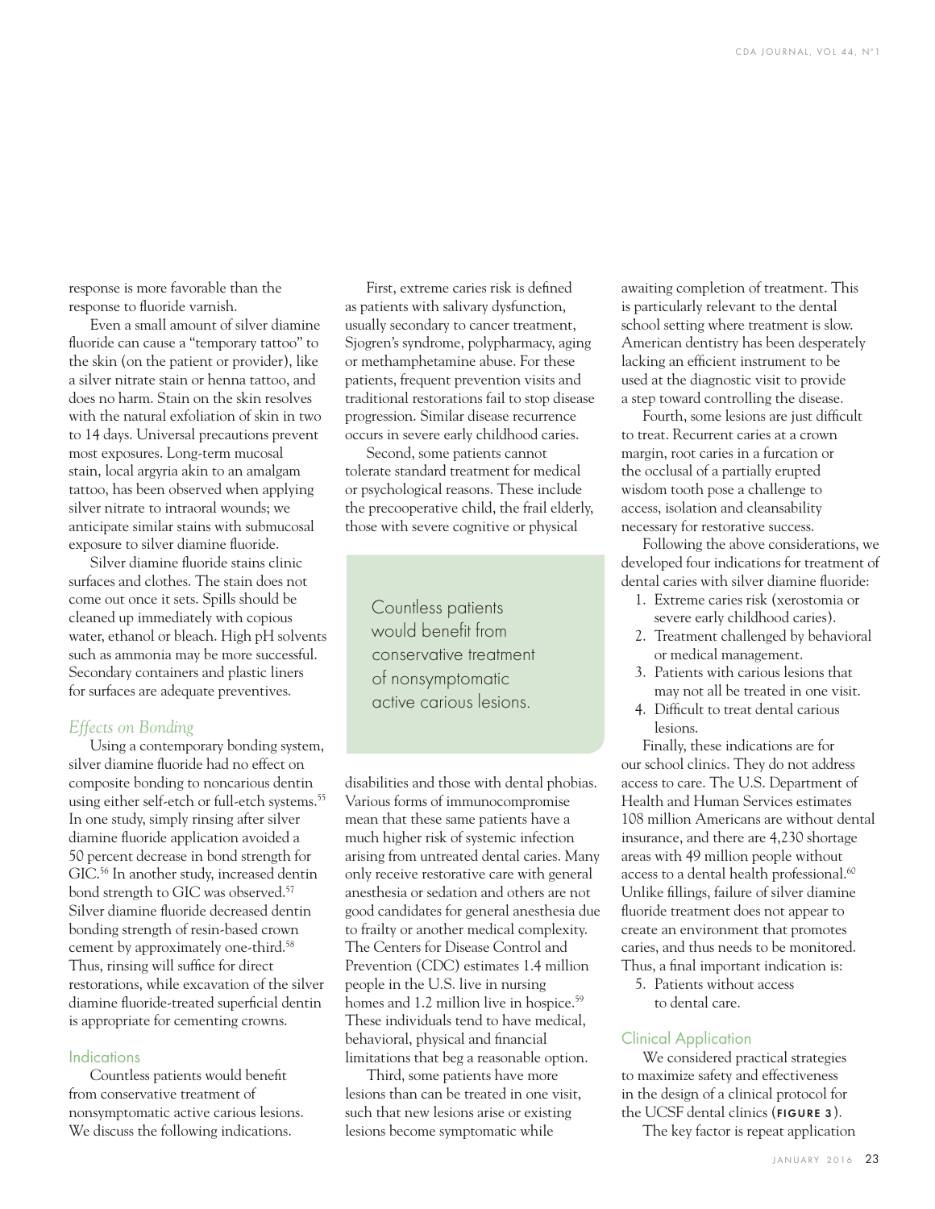response is more favorable than the response to fluoride varnish.

Even a small amount of silver diamine fluoride can cause a "temporary tattoo" to the skin (on the patient or provider), like a silver nitrate stain or henna tattoo, and does no harm. Stain on the skin resolves with the natural exfoliation of skin in two to 14 days. Universal precautions prevent most exposures. Long-term mucosal stain, local argyria akin to an amalgam tattoo, has been observed when applying silver nitrate to intraoral wounds; we anticipate similar stains with submucosal exposure to silver diamine fluoride.

Silver diamine fluoride stains clinic surfaces and clothes. The stain does not come out once it sets. Spills should be cleaned up immediately with copious water, ethanol or bleach. High pH solvents such as ammonia may be more successful. Secondary containers and plastic liners for surfaces are adequate preventives.

### *Effects on Bonding*

Using a contemporary bonding system, silver diamine fluoride had no effect on composite bonding to noncarious dentin using either self-etch or full-etch systems.[55] In one study, simply rinsing after silver diamine fluoride application avoided a 50 percent decrease in bond strength for GIC.[56] In another study, increased dentin bond strength to GIC was observed.[57] Silver diamine fluoride decreased dentin bonding strength of resin-based crown cement by approximately one-third.[58] Thus, rinsing will suffice for direct restorations, while excavation of the silver diamine fluoride-treated superficial dentin is appropriate for cementing crowns.

## Indications

Countless patients would benefit from conservative treatment of nonsymptomatic active carious lesions. We discuss the following indications.

First, extreme caries risk is defined as patients with salivary dysfunction, usually secondary to cancer treatment, Sjogren's syndrome, polypharmacy, aging or methamphetamine abuse. For these patients, frequent prevention visits and traditional restorations fail to stop disease progression. Similar disease recurrence occurs in severe early childhood caries.

Second, some patients cannot tolerate standard treatment for medical or psychological reasons. These include the precooperative child, the frail elderly, those with severe cognitive or physical disabilities and those with dental phobias. Various forms of immunocompromise mean that these same patients have a much higher risk of systemic infection arising from untreated dental caries. Many only receive restorative care with general anesthesia or sedation and others are not good candidates for general anesthesia due to frailty or another medical complexity. The Centers for Disease Control and Prevention (CDC) estimates 1.4 million people in the U.S. live in nursing homes and 1.2 million live in hospice.[59] These individuals tend to have medical, behavioral, physical and financial limitations that beg a reasonable option.

> Countless patients would benefit from conservative treatment of nonsymptomatic active carious lesions.

Third, some patients have more lesions than can be treated in one visit, such that new lesions arise or existing lesions become symptomatic while awaiting completion of treatment. This is particularly relevant to the dental school setting where treatment is slow. American dentistry has been desperately lacking an efficient instrument to be used at the diagnostic visit to provide a step toward controlling the disease.

Fourth, some lesions are just difficult to treat. Recurrent caries at a crown margin, root caries in a furcation or the occlusal of a partially erupted wisdom tooth pose a challenge to access, isolation and cleansability necessary for restorative success.

Following the above considerations, we developed four indications for treatment of dental caries with silver diamine fluoride:

1. Extreme caries risk (xerostomia or severe early childhood caries).
2. Treatment challenged by behavioral or medical management.
3. Patients with carious lesions that may not all be treated in one visit.
4. Difficult to treat dental carious lesions.

Finally, these indications are for our school clinics. They do not address access to care. The U.S. Department of Health and Human Services estimates 108 million Americans are without dental insurance, and there are 4,230 shortage areas with 49 million people without access to a dental health professional.[60] Unlike fillings, failure of silver diamine fluoride treatment does not appear to create an environment that promotes caries, and thus needs to be monitored. Thus, a final important indication is:

5. Patients without access to dental care.

## Clinical Application

We considered practical strategies to maximize safety and effectiveness in the design of a clinical protocol for the UCSF dental clinics (**FIGURE 3**).

The key factor is repeat application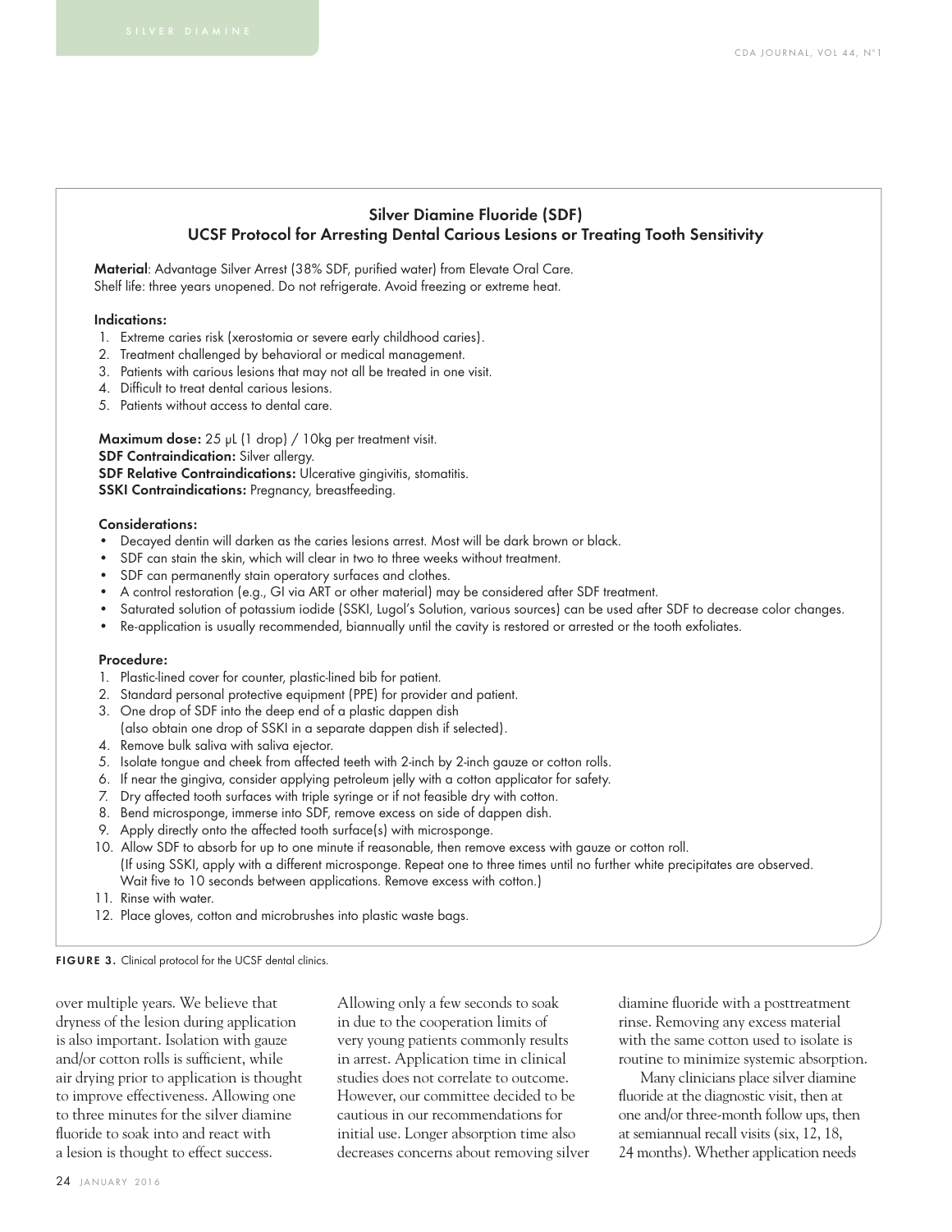## Silver Diamine Fluoride (SDF)
## UCSF Protocol for Arresting Dental Carious Lesions or Treating Tooth Sensitivity

**Material**: Advantage Silver Arrest (38% SDF, purified water) from Elevate Oral Care.
Shelf life: three years unopened. Do not refrigerate. Avoid freezing or extreme heat.

**Indications:**

1. Extreme caries risk (xerostomia or severe early childhood caries).
2. Treatment challenged by behavioral or medical management.
3. Patients with carious lesions that may not all be treated in one visit.
4. Difficult to treat dental carious lesions.
5. Patients without access to dental care.

**Maximum dose:** 25 μL (1 drop) / 10kg per treatment visit.
**SDF Contraindication:** Silver allergy.
**SDF Relative Contraindications:** Ulcerative gingivitis, stomatitis.
**SSKI Contraindications:** Pregnancy, breastfeeding.

**Considerations:**

- Decayed dentin will darken as the caries lesions arrest. Most will be dark brown or black.
- SDF can stain the skin, which will clear in two to three weeks without treatment.
- SDF can permanently stain operatory surfaces and clothes.
- A control restoration (e.g., GI via ART or other material) may be considered after SDF treatment.
- Saturated solution of potassium iodide (SSKI, Lugol's Solution, various sources) can be used after SDF to decrease color changes.
- Re-application is usually recommended, biannually until the cavity is restored or arrested or the tooth exfoliates.

**Procedure:**

1. Plastic-lined cover for counter, plastic-lined bib for patient.
2. Standard personal protective equipment (PPE) for provider and patient.
3. One drop of SDF into the deep end of a plastic dappen dish
   (also obtain one drop of SSKI in a separate dappen dish if selected).
4. Remove bulk saliva with saliva ejector.
5. Isolate tongue and cheek from affected teeth with 2-inch by 2-inch gauze or cotton rolls.
6. If near the gingiva, consider applying petroleum jelly with a cotton applicator for safety.
7. Dry affected tooth surfaces with triple syringe or if not feasible dry with cotton.
8. Bend microsponge, immerse into SDF, remove excess on side of dappen dish.
9. Apply directly onto the affected tooth surface(s) with microsponge.
10. Allow SDF to absorb for up to one minute if reasonable, then remove excess with gauze or cotton roll.
    (If using SSKI, apply with a different microsponge. Repeat one to three times until no further white precipitates are observed. Wait five to 10 seconds between applications. Remove excess with cotton.)
11. Rinse with water.
12. Place gloves, cotton and microbrushes into plastic waste bags.

**FIGURE 3.** Clinical protocol for the UCSF dental clinics.

over multiple years. We believe that dryness of the lesion during application is also important. Isolation with gauze and/or cotton rolls is sufficient, while air drying prior to application is thought to improve effectiveness. Allowing one to three minutes for the silver diamine fluoride to soak into and react with a lesion is thought to effect success. Allowing only a few seconds to soak in due to the cooperation limits of very young patients commonly results in arrest. Application time in clinical studies does not correlate to outcome. However, our committee decided to be cautious in our recommendations for initial use. Longer absorption time also decreases concerns about removing silver diamine fluoride with a posttreatment rinse. Removing any excess material with the same cotton used to isolate is routine to minimize systemic absorption.

Many clinicians place silver diamine fluoride at the diagnostic visit, then at one and/or three-month follow ups, then at semiannual recall visits (six, 12, 18, 24 months). Whether application needs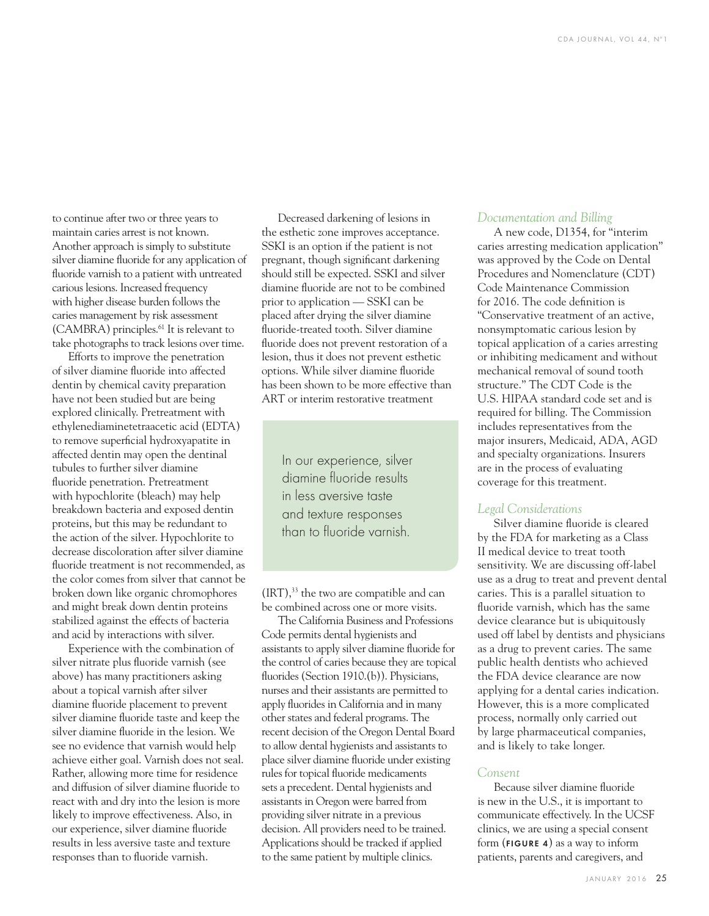to continue after two or three years to maintain caries arrest is not known. Another approach is simply to substitute silver diamine fluoride for any application of fluoride varnish to a patient with untreated carious lesions. Increased frequency with higher disease burden follows the caries management by risk assessment (CAMBRA) principles.[61] It is relevant to take photographs to track lesions over time.

Efforts to improve the penetration of silver diamine fluoride into affected dentin by chemical cavity preparation have not been studied but are being explored clinically. Pretreatment with ethylenediaminetetraacetic acid (EDTA) to remove superficial hydroxyapatite in affected dentin may open the dentinal tubules to further silver diamine fluoride penetration. Pretreatment with hypochlorite (bleach) may help breakdown bacteria and exposed dentin proteins, but this may be redundant to the action of the silver. Hypochlorite to decrease discoloration after silver diamine fluoride treatment is not recommended, as the color comes from silver that cannot be broken down like organic chromophores and might break down dentin proteins stabilized against the effects of bacteria and acid by interactions with silver.

Experience with the combination of silver nitrate plus fluoride varnish (see above) has many practitioners asking about a topical varnish after silver diamine fluoride placement to prevent silver diamine fluoride taste and keep the silver diamine fluoride in the lesion. We see no evidence that varnish would help achieve either goal. Varnish does not seal. Rather, allowing more time for residence and diffusion of silver diamine fluoride to react with and dry into the lesion is more likely to improve effectiveness. Also, in our experience, silver diamine fluoride results in less aversive taste and texture responses than to fluoride varnish.

Decreased darkening of lesions in the esthetic zone improves acceptance. SSKI is an option if the patient is not pregnant, though significant darkening should still be expected. SSKI and silver diamine fluoride are not to be combined prior to application — SSKI can be placed after drying the silver diamine fluoride-treated tooth. Silver diamine fluoride does not prevent restoration of a lesion, thus it does not prevent esthetic options. While silver diamine fluoride has been shown to be more effective than ART or interim restorative treatment (IRT),[33] the two are compatible and can be combined across one or more visits.

> In our experience, silver diamine fluoride results in less aversive taste and texture responses than to fluoride varnish.

The California Business and Professions Code permits dental hygienists and assistants to apply silver diamine fluoride for the control of caries because they are topical fluorides (Section 1910.(b)). Physicians, nurses and their assistants are permitted to apply fluorides in California and in many other states and federal programs. The recent decision of the Oregon Dental Board to allow dental hygienists and assistants to place silver diamine fluoride under existing rules for topical fluoride medicaments sets a precedent. Dental hygienists and assistants in Oregon were barred from providing silver nitrate in a previous decision. All providers need to be trained. Applications should be tracked if applied to the same patient by multiple clinics.

### *Documentation and Billing*

A new code, D1354, for "interim caries arresting medication application" was approved by the Code on Dental Procedures and Nomenclature (CDT) Code Maintenance Commission for 2016. The code definition is "Conservative treatment of an active, nonsymptomatic carious lesion by topical application of a caries arresting or inhibiting medicament and without mechanical removal of sound tooth structure." The CDT Code is the U.S. HIPAA standard code set and is required for billing. The Commission includes representatives from the major insurers, Medicaid, ADA, AGD and specialty organizations. Insurers are in the process of evaluating coverage for this treatment.

### *Legal Considerations*

Silver diamine fluoride is cleared by the FDA for marketing as a Class II medical device to treat tooth sensitivity. We are discussing off-label use as a drug to treat and prevent dental caries. This is a parallel situation to fluoride varnish, which has the same device clearance but is ubiquitously used off label by dentists and physicians as a drug to prevent caries. The same public health dentists who achieved the FDA device clearance are now applying for a dental caries indication. However, this is a more complicated process, normally only carried out by large pharmaceutical companies, and is likely to take longer.

### *Consent*

Because silver diamine fluoride is new in the U.S., it is important to communicate effectively. In the UCSF clinics, we are using a special consent form (**FIGURE 4**) as a way to inform patients, parents and caregivers, and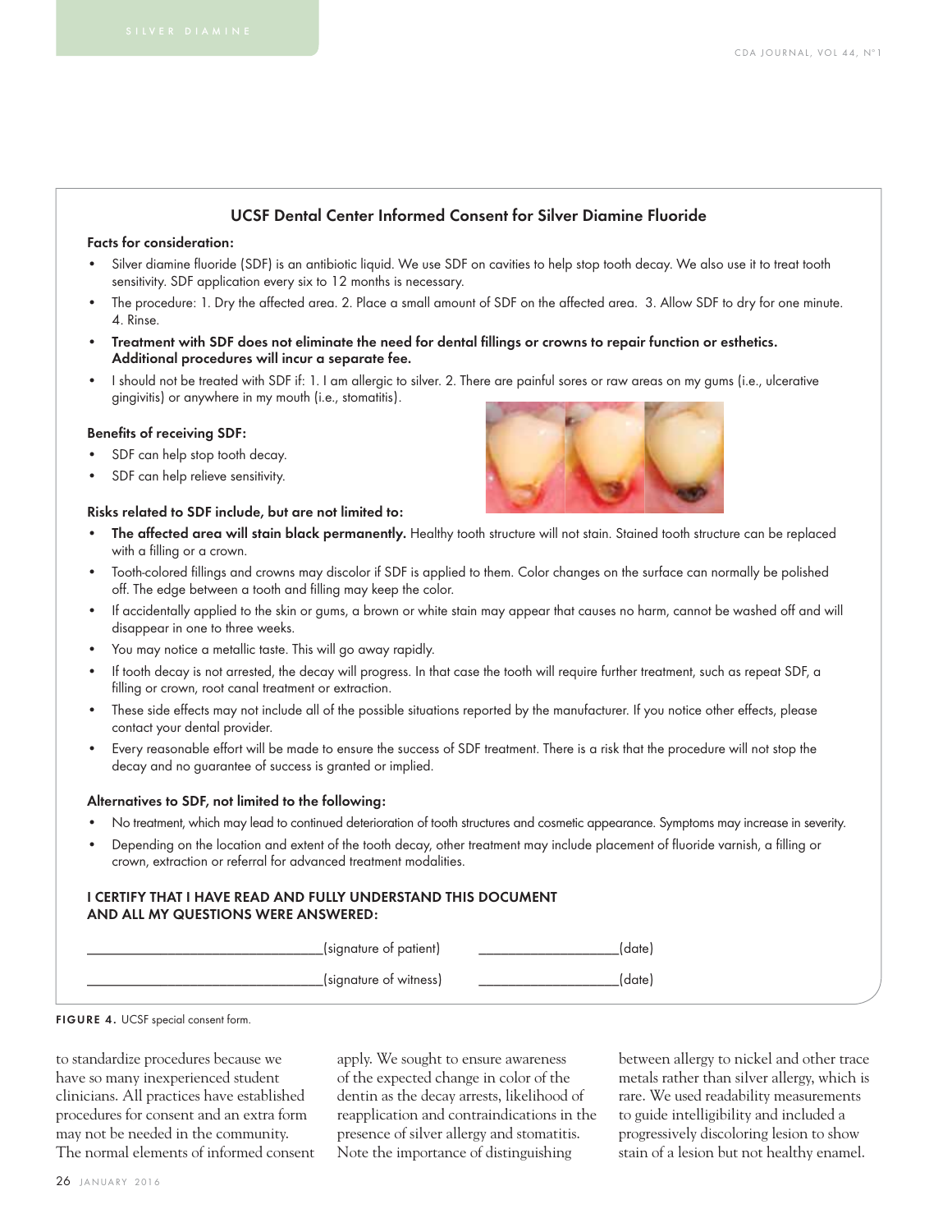## UCSF Dental Center Informed Consent for Silver Diamine Fluoride

**Facts for consideration:**

- Silver diamine fluoride (SDF) is an antibiotic liquid. We use SDF on cavities to help stop tooth decay. We also use it to treat tooth sensitivity. SDF application every six to 12 months is necessary.
- The procedure: 1. Dry the affected area. 2. Place a small amount of SDF on the affected area. 3. Allow SDF to dry for one minute. 4. Rinse.
- **Treatment with SDF does not eliminate the need for dental fillings or crowns to repair function or esthetics. Additional procedures will incur a separate fee.**
- I should not be treated with SDF if: 1. I am allergic to silver. 2. There are painful sores or raw areas on my gums (i.e., ulcerative gingivitis) or anywhere in my mouth (i.e., stomatitis).

**Benefits of receiving SDF:**

- SDF can help stop tooth decay.
- SDF can help relieve sensitivity.

**Risks related to SDF include, but are not limited to:**

- **The affected area will stain black permanently.** Healthy tooth structure will not stain. Stained tooth structure can be replaced with a filling or a crown.
- Tooth-colored fillings and crowns may discolor if SDF is applied to them. Color changes on the surface can normally be polished off. The edge between a tooth and filling may keep the color.
- If accidentally applied to the skin or gums, a brown or white stain may appear that causes no harm, cannot be washed off and will disappear in one to three weeks.
- You may notice a metallic taste. This will go away rapidly.
- If tooth decay is not arrested, the decay will progress. In that case the tooth will require further treatment, such as repeat SDF, a filling or crown, root canal treatment or extraction.
- These side effects may not include all of the possible situations reported by the manufacturer. If you notice other effects, please contact your dental provider.
- Every reasonable effort will be made to ensure the success of SDF treatment. There is a risk that the procedure will not stop the decay and no guarantee of success is granted or implied.

**Alternatives to SDF, not limited to the following:**

- No treatment, which may lead to continued deterioration of tooth structures and cosmetic appearance. Symptoms may increase in severity.
- Depending on the location and extent of the tooth decay, other treatment may include placement of fluoride varnish, a filling or crown, extraction or referral for advanced treatment modalities.

**I CERTIFY THAT I HAVE READ AND FULLY UNDERSTAND THIS DOCUMENT AND ALL MY QUESTIONS WERE ANSWERED:**

_______________________________(signature of patient)     ___________________(date)

_______________________________(signature of witness)     ___________________(date)

**FIGURE 4.** UCSF special consent form.

to standardize procedures because we have so many inexperienced student clinicians. All practices have established procedures for consent and an extra form may not be needed in the community. The normal elements of informed consent apply. We sought to ensure awareness of the expected change in color of the dentin as the decay arrests, likelihood of reapplication and contraindications in the presence of silver allergy and stomatitis. Note the importance of distinguishing between allergy to nickel and other trace metals rather than silver allergy, which is rare. We used readability measurements to guide intelligibility and included a progressively discoloring lesion to show stain of a lesion but not healthy enamel.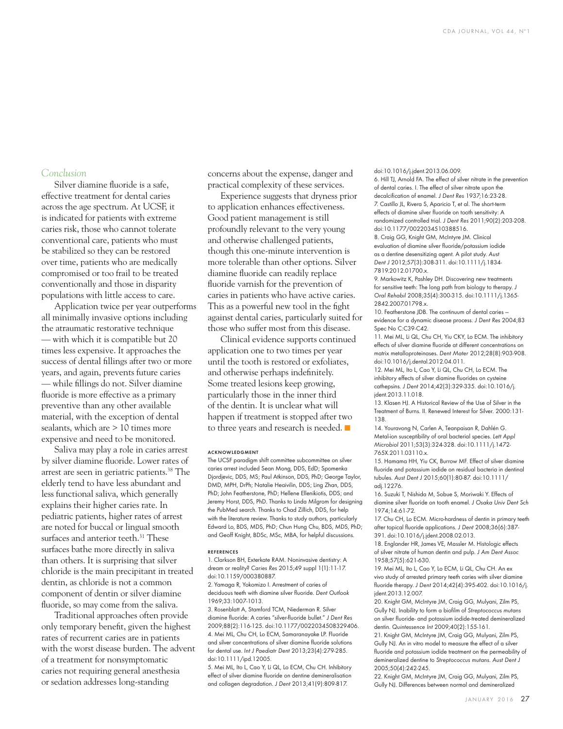## Conclusion

Silver diamine fluoride is a safe, effective treatment for dental caries across the age spectrum. At UCSF, it is indicated for patients with extreme caries risk, those who cannot tolerate conventional care, patients who must be stabilized so they can be restored over time, patients who are medically compromised or too frail to be treated conventionally and those in disparity populations with little access to care.

Application twice per year outperforms all minimally invasive options including the atraumatic restorative technique — with which it is compatible but 20 times less expensive. It approaches the success of dental fillings after two or more years, and again, prevents future caries — while fillings do not. Silver diamine fluoride is more effective as a primary preventive than any other available material, with the exception of dental sealants, which are > 10 times more expensive and need to be monitored.

Saliva may play a role in caries arrest by silver diamine fluoride. Lower rates of arrest are seen in geriatric patients.[38] The elderly tend to have less abundant and less functional saliva, which generally explains their higher caries rate. In pediatric patients, higher rates of arrest are noted for buccal or lingual smooth surfaces and anterior teeth.[31] These surfaces bathe more directly in saliva than others. It is surprising that silver chloride is the main precipitant in treated dentin, as chloride is not a common component of dentin or silver diamine fluoride, so may come from the saliva.

Traditional approaches often provide only temporary benefit, given the highest rates of recurrent caries are in patients with the worst disease burden. The advent of a treatment for nonsymptomatic caries not requiring general anesthesia or sedation addresses long-standing concerns about the expense, danger and practical complexity of these services.

Experience suggests that dryness prior to application enhances effectiveness. Good patient management is still profoundly relevant to the very young and otherwise challenged patients, though this one-minute intervention is more tolerable than other options. Silver diamine fluoride can readily replace fluoride varnish for the prevention of caries in patients who have active caries. This as a powerful new tool in the fight against dental caries, particularly suited for those who suffer most from this disease.

Clinical evidence supports continued application one to two times per year until the tooth is restored or exfoliates, and otherwise perhaps indefinitely. Some treated lesions keep growing, particularly those in the inner third of the dentin. It is unclear what will happen if treatment is stopped after two to three years and research is needed. ■

### ACKNOWLEDGMENT

The UCSF paradigm shift committee subcommittee on silver caries arrest included Sean Mong, DDS, EdD; Spomenka Djordjevic, DDS, MS; Paul Atkinson, DDS, PhD; George Taylor, DMD, MPH, DrPh; Natalie Heaivilin, DDS; Ling Zhan, DDS, PhD; John Featherstone, PhD; Hellene Ellenikiotis, DDS; and Jeremy Horst, DDS, PhD. Thanks to Linda Milgrom for designing the PubMed search. Thanks to Chad Zillich, DDS, for help with the literature review. Thanks to study authors, particularly Edward Lo, BDS, MDS, PhD; Chun Hung Chu, BDS, MDS, PhD; and Geoff Knight, BDSc, MSc, MBA, for helpful discussions.

### REFERENCES

1. Clarkson BH, Exterkate RAM. Noninvasive dentistry: A dream or reality? *Caries Res* 2015;49 suppl 1(1):11-17. doi:10.1159/000380887.
2. Yamaga R, Yokomizo I. Arrestment of caries of deciduous teeth with diamine silver fluoride. *Dent Outlook* 1969;33:1007-1013.
3. Rosenblatt A, Stamford TCM, Niederman R. Silver diamine fluoride: A caries "silver-fluoride bullet." *J Dent Res* 2009;88(2):116-125. doi:10.1177/0022034508329406.
4. Mei ML, Chu CH, Lo ECM, Samaranayake LP. Fluoride and silver concentrations of silver diamine fluoride solutions for dental use. *Int J Paediatr Dent* 2013;23(4):279-285. doi:10.1111/ipd.12005.
5. Mei ML, Ito L, Cao Y, Li QL, Lo ECM, Chu CH. Inhibitory effect of silver diamine fluoride on dentine demineralisation and collagen degradation. *J Dent* 2013;41(9):809-817. doi:10.1016/j.jdent.2013.06.009.
6. Hill TJ, Arnold FA. The effect of silver nitrate in the prevention of dental caries. I. The effect of silver nitrate upon the decalcification of enamel. *J Dent Res* 1937;16:23-28.
7. Castillo JL, Rivera S, Aparicio T, et al. The short-term effects of diamine silver fluoride on tooth sensitivity: A randomized controlled trial. *J Dent Res* 2011;90(2):203-208. doi:10.1177/0022034510388516.
8. Craig GG, Knight GM, McIntyre JM. Clinical evaluation of diamine silver fluoride/potassium iodide as a dentine desensitizing agent. A pilot study. *Aust Dent J* 2012;57(3):308-311. doi:10.1111/j.1834-7819.2012.01700.x.
9. Markowitz K, Pashley DH. Discovering new treatments for sensitive teeth: The long path from biology to therapy. *J Oral Rehabil* 2008;35(4):300-315. doi:10.1111/j.1365-2842.2007.01798.x.
10. Featherstone JDB. The continuum of dental caries — evidence for a dynamic disease process. *J Dent Res* 2004;83 Spec No C:C39-C42.
11. Mei ML, Li QL, Chu CH, Yiu CKY, Lo ECM. The inhibitory effects of silver diamine fluoride at different concentrations on matrix metalloproteinases. *Dent Mater* 2012;28(8):903-908. doi:10.1016/j.dental.2012.04.011.
12. Mei ML, Ito L, Cao Y, Li QL, Chu CH, Lo ECM. The inhibitory effects of silver diamine fluorides on cysteine cathepsins. *J Dent* 2014;42(3):329-335. doi:10.1016/j.jdent.2013.11.018.
13. Klasen HJ. A Historical Review of the Use of Silver in the Treatment of Burns. II. Renewed Interest for Silver. 2000:131-138.
14. Youravong N, Carlen A, Teanpaisan R, Dahlén G. Metal-ion susceptibility of oral bacterial species. *Lett Appl Microbiol* 2011;53(3):324-328. doi:10.1111/j.1472-765X.2011.03110.x.
15. Hamama HH, Yiu CK, Burrow MF. Effect of silver diamine fluoride and potassium iodide on residual bacteria in dentinal tubules. *Aust Dent J* 2015;60(1):80-87. doi:10.1111/adj.12276.
16. Suzuki T, Nishida M, Sobue S, Moriwaki Y. Effects of diamine silver fluoride on tooth enamel. *J Osaka Univ Dent Sch* 1974;14:61-72.
17. Chu CH, Lo ECM. Micro-hardness of dentin in primary teeth after topical fluoride applications. *J Dent* 2008;36(6):387-391. doi:10.1016/j.jdent.2008.02.013.
18. Englander HR, James VE, Massler M. Histologic effects of silver nitrate of human dentin and pulp. *J Am Dent Assoc* 1958;57(5):621-630.
19. Mei ML, Ito L, Cao Y, Lo ECM, Li QL, Chu CH. An ex vivo study of arrested primary teeth caries with silver diamine fluoride therapy. *J Dent* 2014;42(4):395-402. doi:10.1016/j.jdent.2013.12.007.
20. Knight GM, McIntyre JM, Craig GG, Mulyani, Zilm PS, Gully NJ. Inability to form a biofilm of *Streptococcus mutans* on silver fluoride- and potassium iodide-treated demineralized dentin. *Quintessence Int* 2009;40(2):155-161.
21. Knight GM, McIntyre JM, Craig GG, Mulyani, Zilm PS, Gully NJ. An in vitro model to measure the effect of a silver fluoride and potassium iodide treatment on the permeability of demineralized dentine to *Streptococcus mutans*. *Aust Dent J* 2005;50(4):242-245.
22. Knight GM, McIntyre JM, Craig GG, Mulyani, Zilm PS, Gully NJ. Differences between normal and demineralized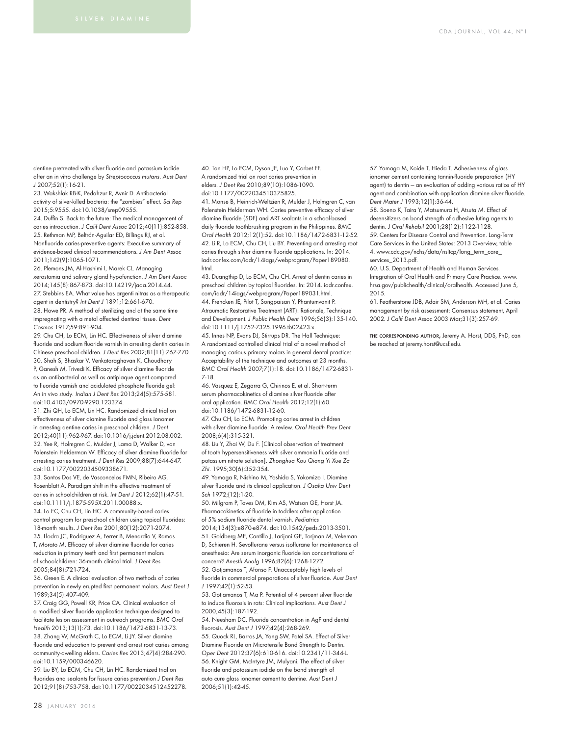dentine pretreated with silver fluoride and potassium iodide after an in vitro challenge by *Streptococcus mutans*. *Aust Dent J* 2007;52(1):16-21.

23. Wakshlak RB-K, Pedahzur R, Avnir D. Antibacterial activity of silver-killed bacteria: the "zombies" effect. *Sci Rep* 2015;5:9555. doi:10.1038/srep09555.

24. Duffin S. Back to the future: The medical management of caries introduction. *J Calif Dent Assoc* 2012;40(11):852-858.

25. Rethman MP, Beltrán-Aguilar ED, Billings RJ, et al. Nonfluoride caries-preventive agents: Executive summary of evidence-based clinical recommendations. *J Am Dent Assoc* 2011;142(9):1065-1071.

26. Plemons JM, Al-Hashimi I, Marek CL. Managing xerostomia and salivary gland hypofunction. *J Am Dent Assoc* 2014;145(8):867-873. doi:10.14219/jada.2014.44.

27. Stebbins EA. What value has argenti nitras as a therapeutic agent in dentistry? *Int Dent J* 1891;12:661-670.

28. Howe PR. A method of sterilizing and at the same time impregnating with a metal affected dentinal tissue. *Dent Cosmos* 1917;59:891-904.

29. Chu CH, Lo ECM, Lin HC. Effectiveness of silver diamine fluoride and sodium fluoride varnish in arresting dentin caries in Chinese preschool children. *J Dent Res* 2002;81(11):767-770.

30. Shah S, Bhaskar V, Venkataraghavan K, Choudhary P, Ganesh M, Trivedi K. Efficacy of silver diamine fluoride as an antibacterial as well as antiplaque agent compared to fluoride varnish and acidulated phosphate fluoride gel: An in vivo study. *Indian J Dent Res* 2013;24(5):575-581. doi:10.4103/0970-9290.123374.

31. Zhi QH, Lo ECM, Lin HC. Randomized clinical trial on effectiveness of silver diamine fluoride and glass ionomer in arresting dentine caries in preschool children. *J Dent* 2012;40(11):962-967. doi:10.1016/j.jdent.2012.08.002.

32. Yee R, Holmgren C, Mulder J, Lama D, Walker D, van Palenstein Helderman W. Efficacy of silver diamine fluoride for arresting caries treatment. *J Dent Res* 2009;88(7):644-647. doi:10.1177/0022034509338671.

33. Santos Dos VE, de Vasconcelos FMN, Ribeiro AG, Rosenblatt A. Paradigm shift in the effective treatment of caries in schoolchildren at risk. *Int Dent J* 2012;62(1):47-51. doi:10.1111/j.1875-595X.2011.00088.x.

34. Lo EC, Chu CH, Lin HC. A community-based caries control program for preschool children using topical fluorides: 18-month results. *J Dent Res* 2001;80(12):2071-2074.

35. Llodra JC, Rodriguez A, Ferrer B, Menardia V, Ramos T, Morato M. Efficacy of silver diamine fluoride for caries reduction in primary teeth and first permanent molars of schoolchildren: 36-month clinical trial. *J Dent Res* 2005;84(8):721-724.

36. Green E. A clinical evaluation of two methods of caries prevention in newly erupted first permanent molars. *Aust Dent J* 1989;34(5):407-409.

37. Craig GG, Powell KR, Price CA. Clinical evaluation of a modified silver fluoride application technique designed to facilitate lesion assessment in outreach programs. *BMC Oral Health* 2013;13(1):73. doi:10.1186/1472-6831-13-73.

38. Zhang W, McGrath C, Lo ECM, Li JY. Silver diamine fluoride and education to prevent and arrest root caries among community-dwelling elders. *Caries Res* 2013;47(4):284-290. doi:10.1159/000346620.

39. Liu BY, Lo ECM, Chu CH, Lin HC. Randomized trial on fluorides and sealants for fissure caries prevention *J Dent Res* 2012;91(8):753-758. doi:10.1177/0022034512452278.

40. Tan HP, Lo ECM, Dyson JE, Luo Y, Corbet EF. A randomized trial on root caries prevention in elders. *J Dent Res* 2010;89(10):1086-1090. doi:10.1177/0022034510375825.

41. Monse B, Heinrich-Weltzien R, Mulder J, Holmgren C, van Palenstein Helderman WH. Caries preventive efficacy of silver diamine fluoride (SDF) and ART sealants in a school-based daily fluoride toothbrushing program in the Philippines. *BMC Oral Health* 2012;12(1):52. doi:10.1186/1472-6831-12-52.

42. Li R, Lo ECM, Chu CH, Liu BY. Preventing and arresting root caries through silver diamine fluoride applications. In: 2014. iadr.confex.com/iadr/14iags/webprogram/Paper189080.html.

43. Duangthip D, Lo ECM, Chu CH. Arrest of dentin caries in preschool children by topical fluorides. In: 2014. iadr.confex.com/iadr/14iags/webprogram/Paper189031.html.

44. Frencken JE, Pilot T, Songpaisan Y, Phantumvanit P. Atraumatic Restorative Treatment (ART): Rationale, Technique and Development. *J Public Health Dent* 1996;56(3):135-140. doi:10.1111/j.1752-7325.1996.tb02423.x.

45. Innes NP, Evans DJ, Stirrups DR. The Hall Technique: A randomized controlled clinical trial of a novel method of managing carious primary molars in general dental practice: Acceptability of the technique and outcomes at 23 months. *BMC Oral Health* 2007;7(1):18. doi:10.1186/1472-6831-7-18.

46. Vasquez E, Zegarra G, Chirinos E, et al. Short-term serum pharmacokinetics of diamine silver fluoride after oral application. *BMC Oral Health* 2012;12(1):60. doi:10.1186/1472-6831-12-60.

47. Chu CH, Lo ECM. Promoting caries arrest in children with silver diamine fluoride: A review. *Oral Health Prev Dent* 2008;6(4):315-321.

48. Liu Y, Zhai W, Du F. [Clinical observation of treatment of tooth hypersensitiveness with silver ammonia fluoride and potassium nitrate solution]. *Zhonghua Kou Qiang Yi Xue Za Zhi*. 1995;30(6):352-354.

49. Yamaga R, Nishino M, Yoshida S, Yokomizo I. Diamine silver fluoride and its clinical application. *J Osaka Univ Dent Sch* 1972;(12):1-20.

50. Milgrom P, Taves DM, Kim AS, Watson GE, Horst JA. Pharmacokinetics of fluoride in toddlers after application of 5% sodium fluoride dental varnish. *Pediatrics* 2014;134(3):e870-e874. doi:10.1542/peds.2013-3501.

51. Goldberg ME, Cantillo J, Larijani GE, Torjman M, Vekeman D, Schieren H. Sevoflurane versus isoflurane for maintenance of anesthesia: Are serum inorganic fluoride ion concentrations of concern? *Anesth Analg* 1996;82(6):1268-1272.

52. Gotjamanos T, Afonso F. Unacceptably high levels of fluoride in commercial preparations of silver fluoride. *Aust Dent J* 1997;42(1):52-53.

53. Gotjamanos T, Ma P. Potential of 4 percent silver fluoride to induce fluorosis in rats: Clinical implications. *Aust Dent J* 2000;45(3):187-192.

54. Neesham DC. Fluoride concentration in AgF and dental fluorosis. *Aust Dent J* 1997;42(4):268-269.

55. Quock RL, Barros JA, Yang SW, Patel SA. Effect of Silver Diamine Fluoride on Microtensile Bond Strength to Dentin. *Oper Dent* 2012;37(6):610-616. doi:10.2341/11-344-L.

56. Knight GM, McIntyre JM, Mulyani. The effect of silver fluoride and potassium iodide on the bond strength of auto cure glass ionomer cement to dentine. *Aust Dent J* 2006;51(1):42-45.

57. Yamaga M, Koide T, Hieda T. Adhesiveness of glass ionomer cement containing tannin-fluoride preparation (HY agent) to dentin — an evaluation of adding various ratios of HY agent and combination with application diamine silver fluoride. *Dent Mater J* 1993;12(1):36-44.

58. Soeno K, Taira Y, Matsumura H, Atsuta M. Effect of desensitizers on bond strength of adhesive luting agents to dentin. *J Oral Rehabil* 2001;28(12):1122-1128.

59. Centers for Disease Control and Prevention. Long-Term Care Services in the United States: 2013 Overview, table 4. www.cdc.gov/nchs/data/nsltcp/long_term_care_services_2013.pdf.

60. U.S. Department of Health and Human Services. Integration of Oral Health and Primary Care Practice. www.hrsa.gov/publichealth/clinical/oralhealth. Accessed June 5, 2015.

61. Featherstone JDB, Adair SM, Anderson MH, et al. Caries management by risk assessment: Consensus statement, April 2002. *J Calif Dent Assoc* 2003 Mar;31(3):257-69.

**THE CORRESPONDING AUTHOR,** Jeremy A. Horst, DDS, PhD, can be reached at jeremy.horst@ucsf.edu.